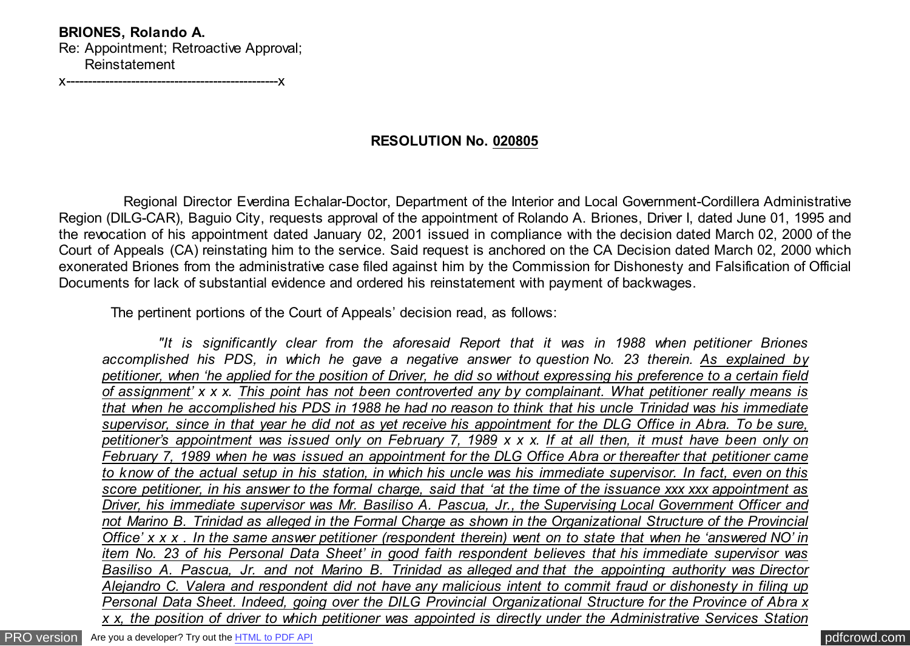**BRIONES, Rolando A.**
Re: Appointment; Retroactive Approval;
Reinstatement
x-------------------------------------------------x

**RESOLUTION No. 020805**

Regional Director Everdina Echalar-Doctor, Department of the Interior and Local Government-Cordillera Administrative Region (DILG-CAR), Baguio City, requests approval of the appointment of Rolando A. Briones, Driver I, dated June 01, 1995 and the revocation of his appointment dated January 02, 2001 issued in compliance with the decision dated March 02, 2000 of the Court of Appeals (CA) reinstating him to the service. Said request is anchored on the CA Decision dated March 02, 2000 which exonerated Briones from the administrative case filed against him by the Commission for Dishonesty and Falsification of Official Documents for lack of substantial evidence and ordered his reinstatement with payment of backwages.

The pertinent portions of the Court of Appeals' decision read, as follows:

*"It is significantly clear from the aforesaid Report that it was in 1988 when petitioner Briones accomplished his PDS, in which he gave a negative answer to question No. 23 therein. <u>As explained by petitioner, when 'he applied for the position of Driver, he did so without expressing his preference to a certain field of assignment'</u> x x x. <u>This point has not been controverted any by complainant. What petitioner really means is that when he accomplished his PDS in 1988 he had no reason to think that his uncle Trinidad was his immediate supervisor, since in that year he did not as yet receive his appointment for the DLG Office in Abra. To be sure, petitioner's appointment was issued only on February 7, 1989</u> x x x. <u>If at all then, it must have been only on February 7, 1989 when he was issued an appointment for the DLG Office Abra or thereafter that petitioner came to know of the actual setup in his station, in which his uncle was his immediate supervisor. In fact, even on this score petitioner, in his answer to the formal charge, said that 'at the time of the issuance xxx xxx appointment as Driver, his immediate supervisor was Mr. Basiliso A. Pascua, Jr., the Supervising Local Government Officer and not Marino B. Trinidad as alleged in the Formal Charge as shown in the Organizational Structure of the Provincial Office' x x x . In the same answer petitioner (respondent therein) went on to state that when he 'answered NO' in item No. 23 of his Personal Data Sheet' in good faith respondent believes that his immediate supervisor was Basiliso A. Pascua, Jr. and not Marino B. Trinidad as alleged and that the appointing authority was Director Alejandro C. Valera and respondent did not have any malicious intent to commit fraud or dishonesty in filing up Personal Data Sheet. Indeed, going over the DILG Provincial Organizational Structure for the Province of Abra x x x, the position of driver to which petitioner was appointed is directly under the Administrative Services Station</u>*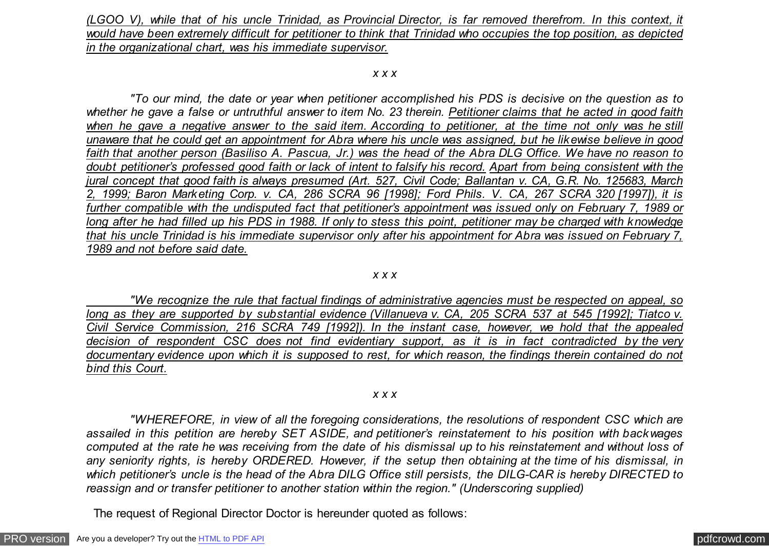*<u>(LGOO V), while that of his uncle Trinidad, as Provincial Director, is far removed therefrom. In this context, it would have been extremely difficult for petitioner to think that Trinidad who occupies the top position, as depicted in the organizational chart, was his immediate supervisor.</u>*

*x x x*

*"To our mind, the date or year when petitioner accomplished his PDS is decisive on the question as to whether he gave a false or untruthful answer to item No. 23 therein. <u>Petitioner claims that he acted in good faith when he gave a negative answer to the said item. According to petitioner, at the time not only was he still unaware that he could get an appointment for Abra where his uncle was assigned, but he likewise believe in good faith that another person (Basiliso A. Pascua, Jr.) was the head of the Abra DLG Office. We have no reason to doubt petitioner's professed good faith or lack of intent to falsify his record.</u> <u>Apart from being consistent with the jural concept that good faith is always presumed (Art. 527, Civil Code; Ballantan v. CA, G.R. No. 125683, March 2, 1999; Baron Marketing Corp. v. CA, 286 SCRA 96 [1998]; Ford Phils. V. CA, 267 SCRA 320 [1997]), it is further compatible with the undisputed fact that petitioner's appointment was issued only on February 7, 1989 or long after he had filled up his PDS in 1988. If only to stess this point, petitioner may be charged with knowledge that his uncle Trinidad is his immediate supervisor only after his appointment for Abra was issued on February 7, 1989 and not before said date.</u>*

*x x x*

*<u>"We recognize the rule that factual findings of administrative agencies must be respected on appeal, so long as they are supported by substantial evidence (Villanueva v. CA, 205 SCRA 537 at 545 [1992]; Tiatco v. Civil Service Commission, 216 SCRA 749 [1992]). In the instant case, however, we hold that the appealed decision of respondent CSC does not find evidentiary support, as it is in fact contradicted by the very documentary evidence upon which it is supposed to rest, for which reason, the findings therein contained do not bind this Court.</u>*

*x x x*

*"WHEREFORE, in view of all the foregoing considerations, the resolutions of respondent CSC which are assailed in this petition are hereby SET ASIDE, and petitioner's reinstatement to his position with backwages computed at the rate he was receiving from the date of his dismissal up to his reinstatement and without loss of any seniority rights, is hereby ORDERED. However, if the setup then obtaining at the time of his dismissal, in which petitioner's uncle is the head of the Abra DILG Office still persists, the DILG-CAR is hereby DIRECTED to reassign and or transfer petitioner to another station within the region." (Underscoring supplied)*

The request of Regional Director Doctor is hereunder quoted as follows: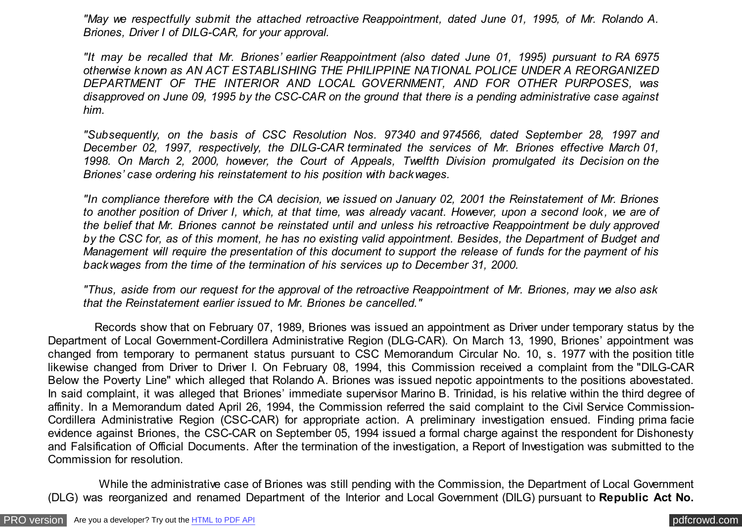*"May we respectfully submit the attached retroactive Reappointment, dated June 01, 1995, of Mr. Rolando A. Briones, Driver I of DILG-CAR, for your approval.*

*"It may be recalled that Mr. Briones' earlier Reappointment (also dated June 01, 1995) pursuant to RA 6975 otherwise known as AN ACT ESTABLISHING THE PHILIPPINE NATIONAL POLICE UNDER A REORGANIZED DEPARTMENT OF THE INTERIOR AND LOCAL GOVERNMENT, AND FOR OTHER PURPOSES, was disapproved on June 09, 1995 by the CSC-CAR on the ground that there is a pending administrative case against him.*

*"Subsequently, on the basis of CSC Resolution Nos. 97340 and 974566, dated September 28, 1997 and December 02, 1997, respectively, the DILG-CAR terminated the services of Mr. Briones effective March 01, 1998. On March 2, 2000, however, the Court of Appeals, Twelfth Division promulgated its Decision on the Briones' case ordering his reinstatement to his position with backwages.*

*"In compliance therefore with the CA decision, we issued on January 02, 2001 the Reinstatement of Mr. Briones to another position of Driver I, which, at that time, was already vacant. However, upon a second look, we are of the belief that Mr. Briones cannot be reinstated until and unless his retroactive Reappointment be duly approved by the CSC for, as of this moment, he has no existing valid appointment. Besides, the Department of Budget and Management will require the presentation of this document to support the release of funds for the payment of his backwages from the time of the termination of his services up to December 31, 2000.*

*"Thus, aside from our request for the approval of the retroactive Reappointment of Mr. Briones, may we also ask that the Reinstatement earlier issued to Mr. Briones be cancelled."*

Records show that on February 07, 1989, Briones was issued an appointment as Driver under temporary status by the Department of Local Government-Cordillera Administrative Region (DLG-CAR). On March 13, 1990, Briones' appointment was changed from temporary to permanent status pursuant to CSC Memorandum Circular No. 10, s. 1977 with the position title likewise changed from Driver to Driver I. On February 08, 1994, this Commission received a complaint from the "DILG-CAR Below the Poverty Line" which alleged that Rolando A. Briones was issued nepotic appointments to the positions abovestated. In said complaint, it was alleged that Briones' immediate supervisor Marino B. Trinidad, is his relative within the third degree of affinity. In a Memorandum dated April 26, 1994, the Commission referred the said complaint to the Civil Service Commission-Cordillera Administrative Region (CSC-CAR) for appropriate action. A preliminary investigation ensued. Finding prima facie evidence against Briones, the CSC-CAR on September 05, 1994 issued a formal charge against the respondent for Dishonesty and Falsification of Official Documents. After the termination of the investigation, a Report of Investigation was submitted to the Commission for resolution.

While the administrative case of Briones was still pending with the Commission, the Department of Local Government (DLG) was reorganized and renamed Department of the Interior and Local Government (DILG) pursuant to **Republic Act No.**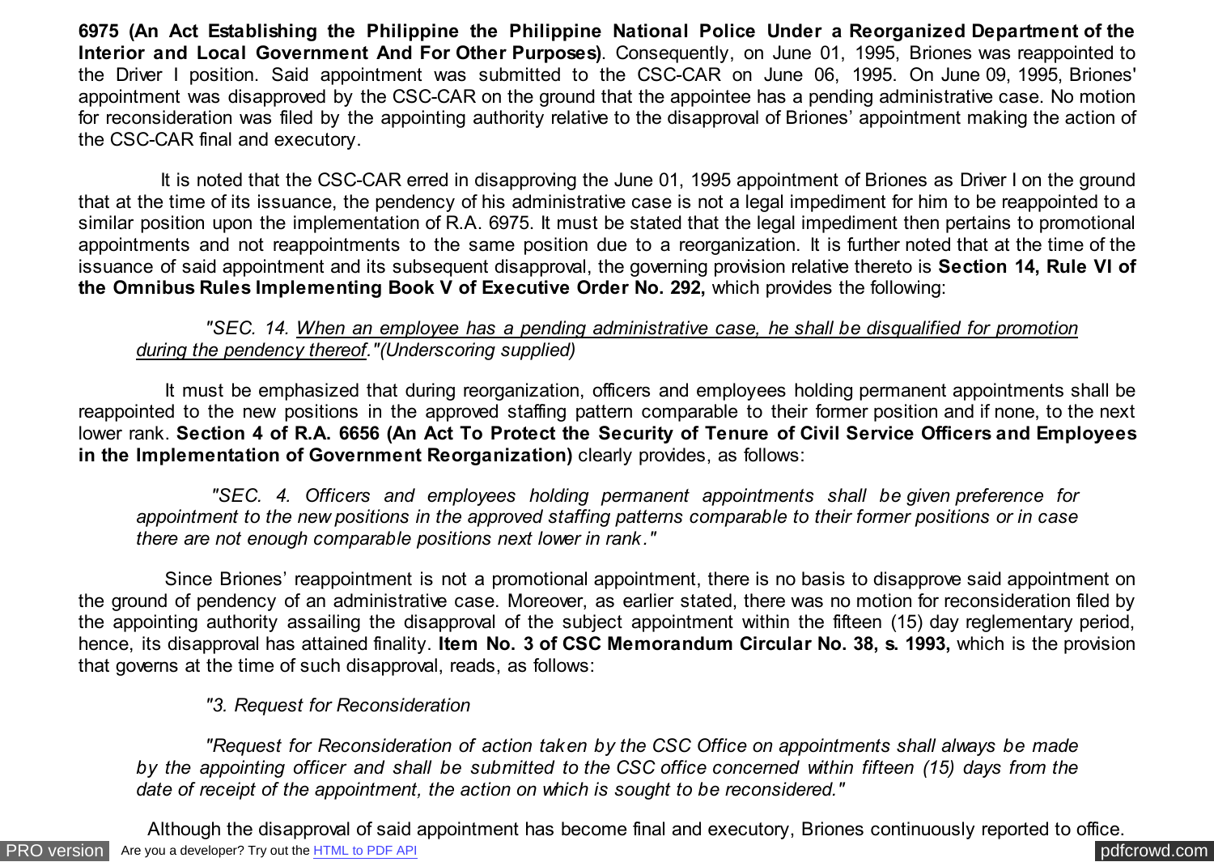**6975 (An Act Establishing the Philippine the Philippine National Police Under a Reorganized Department of the Interior and Local Government And For Other Purposes)**. Consequently, on June 01, 1995, Briones was reappointed to the Driver I position. Said appointment was submitted to the CSC-CAR on June 06, 1995. On June 09, 1995, Briones' appointment was disapproved by the CSC-CAR on the ground that the appointee has a pending administrative case. No motion for reconsideration was filed by the appointing authority relative to the disapproval of Briones' appointment making the action of the CSC-CAR final and executory.

It is noted that the CSC-CAR erred in disapproving the June 01, 1995 appointment of Briones as Driver I on the ground that at the time of its issuance, the pendency of his administrative case is not a legal impediment for him to be reappointed to a similar position upon the implementation of R.A. 6975. It must be stated that the legal impediment then pertains to promotional appointments and not reappointments to the same position due to a reorganization. It is further noted that at the time of the issuance of said appointment and its subsequent disapproval, the governing provision relative thereto is **Section 14, Rule VI of the Omnibus Rules Implementing Book V of Executive Order No. 292,** which provides the following:

> *"SEC. 14. <u>When an employee has a pending administrative case, he shall be disqualified for promotion during the pendency thereof</u>."(Underscoring supplied)*

It must be emphasized that during reorganization, officers and employees holding permanent appointments shall be reappointed to the new positions in the approved staffing pattern comparable to their former position and if none, to the next lower rank. **Section 4 of R.A. 6656 (An Act To Protect the Security of Tenure of Civil Service Officers and Employees in the Implementation of Government Reorganization)** clearly provides, as follows:

> *"SEC. 4. Officers and employees holding permanent appointments shall be given preference for appointment to the new positions in the approved staffing patterns comparable to their former positions or in case there are not enough comparable positions next lower in rank."*

Since Briones' reappointment is not a promotional appointment, there is no basis to disapprove said appointment on the ground of pendency of an administrative case. Moreover, as earlier stated, there was no motion for reconsideration filed by the appointing authority assailing the disapproval of the subject appointment within the fifteen (15) day reglementary period, hence, its disapproval has attained finality. **Item No. 3 of CSC Memorandum Circular No. 38, s. 1993,** which is the provision that governs at the time of such disapproval, reads, as follows:

> *"3. Request for Reconsideration*
>
> *"Request for Reconsideration of action taken by the CSC Office on appointments shall always be made by the appointing officer and shall be submitted to the CSC office concerned within fifteen (15) days from the date of receipt of the appointment, the action on which is sought to be reconsidered."*

Although the disapproval of said appointment has become final and executory, Briones continuously reported to office.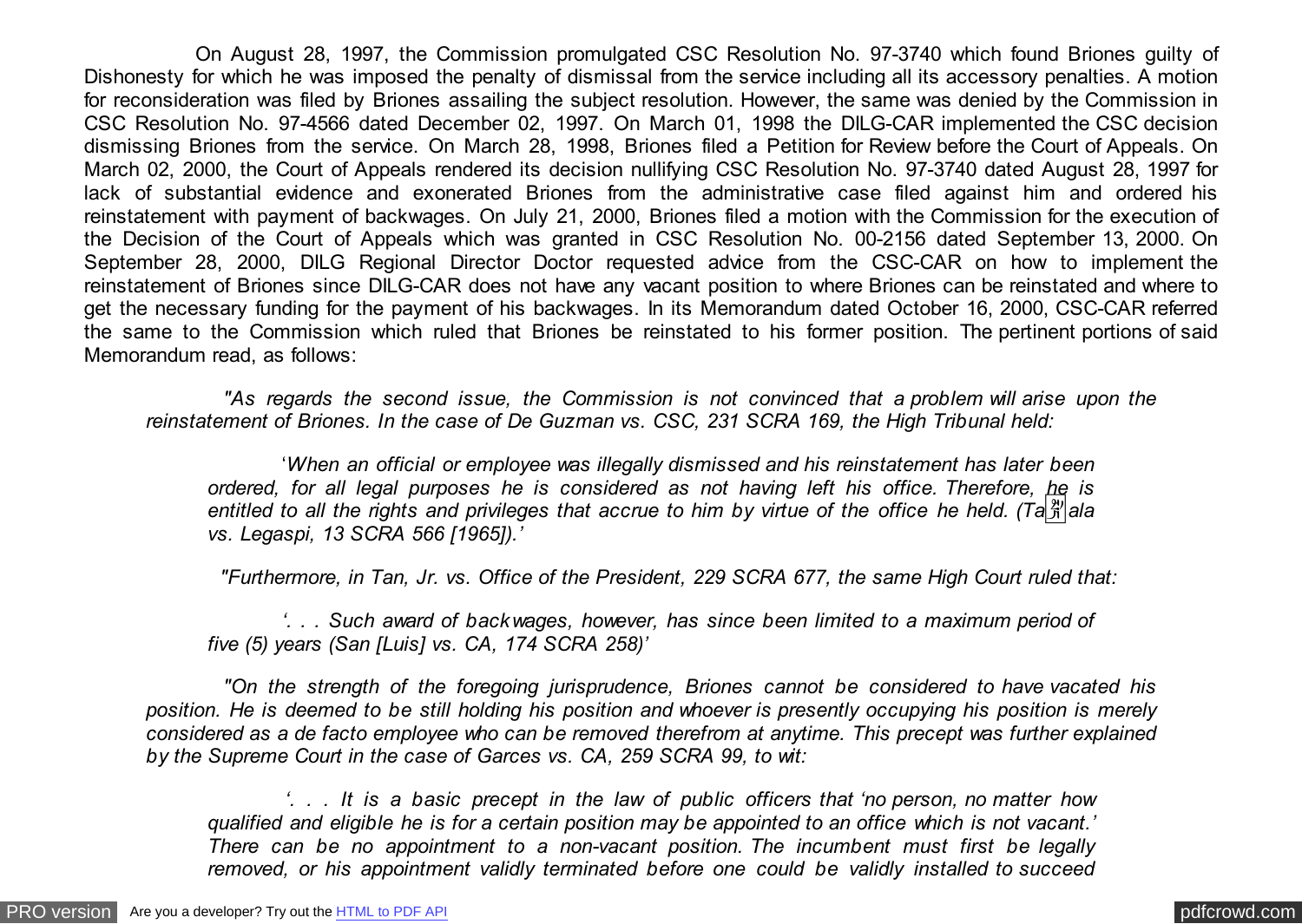On August 28, 1997, the Commission promulgated CSC Resolution No. 97-3740 which found Briones guilty of Dishonesty for which he was imposed the penalty of dismissal from the service including all its accessory penalties. A motion for reconsideration was filed by Briones assailing the subject resolution. However, the same was denied by the Commission in CSC Resolution No. 97-4566 dated December 02, 1997. On March 01, 1998 the DILG-CAR implemented the CSC decision dismissing Briones from the service. On March 28, 1998, Briones filed a Petition for Review before the Court of Appeals. On March 02, 2000, the Court of Appeals rendered its decision nullifying CSC Resolution No. 97-3740 dated August 28, 1997 for lack of substantial evidence and exonerated Briones from the administrative case filed against him and ordered his reinstatement with payment of backwages. On July 21, 2000, Briones filed a motion with the Commission for the execution of the Decision of the Court of Appeals which was granted in CSC Resolution No. 00-2156 dated September 13, 2000. On September 28, 2000, DILG Regional Director Doctor requested advice from the CSC-CAR on how to implement the reinstatement of Briones since DILG-CAR does not have any vacant position to where Briones can be reinstated and where to get the necessary funding for the payment of his backwages. In its Memorandum dated October 16, 2000, CSC-CAR referred the same to the Commission which ruled that Briones be reinstated to his former position. The pertinent portions of said Memorandum read, as follows:

> *"As regards the second issue, the Commission is not convinced that a problem will arise upon the reinstatement of Briones. In the case of De Guzman vs. CSC, 231 SCRA 169, the High Tribunal held:*
>
> > *'When an official or employee was illegally dismissed and his reinstatement has later been ordered, for all legal purposes he is considered as not having left his office. Therefore, he is entitled to all the rights and privileges that accrue to him by virtue of the office he held. (Tañala vs. Legaspi, 13 SCRA 566 [1965]).'*
>
> *"Furthermore, in Tan, Jr. vs. Office of the President, 229 SCRA 677, the same High Court ruled that:*
>
> > *'. . . Such award of backwages, however, has since been limited to a maximum period of five (5) years (San [Luis] vs. CA, 174 SCRA 258)'*
>
> *"On the strength of the foregoing jurisprudence, Briones cannot be considered to have vacated his position. He is deemed to be still holding his position and whoever is presently occupying his position is merely considered as a de facto employee who can be removed therefrom at anytime. This precept was further explained by the Supreme Court in the case of Garces vs. CA, 259 SCRA 99, to wit:*
>
> > *'. . . It is a basic precept in the law of public officers that 'no person, no matter how qualified and eligible he is for a certain position may be appointed to an office which is not vacant.' There can be no appointment to a non-vacant position. The incumbent must first be legally removed, or his appointment validly terminated before one could be validly installed to succeed*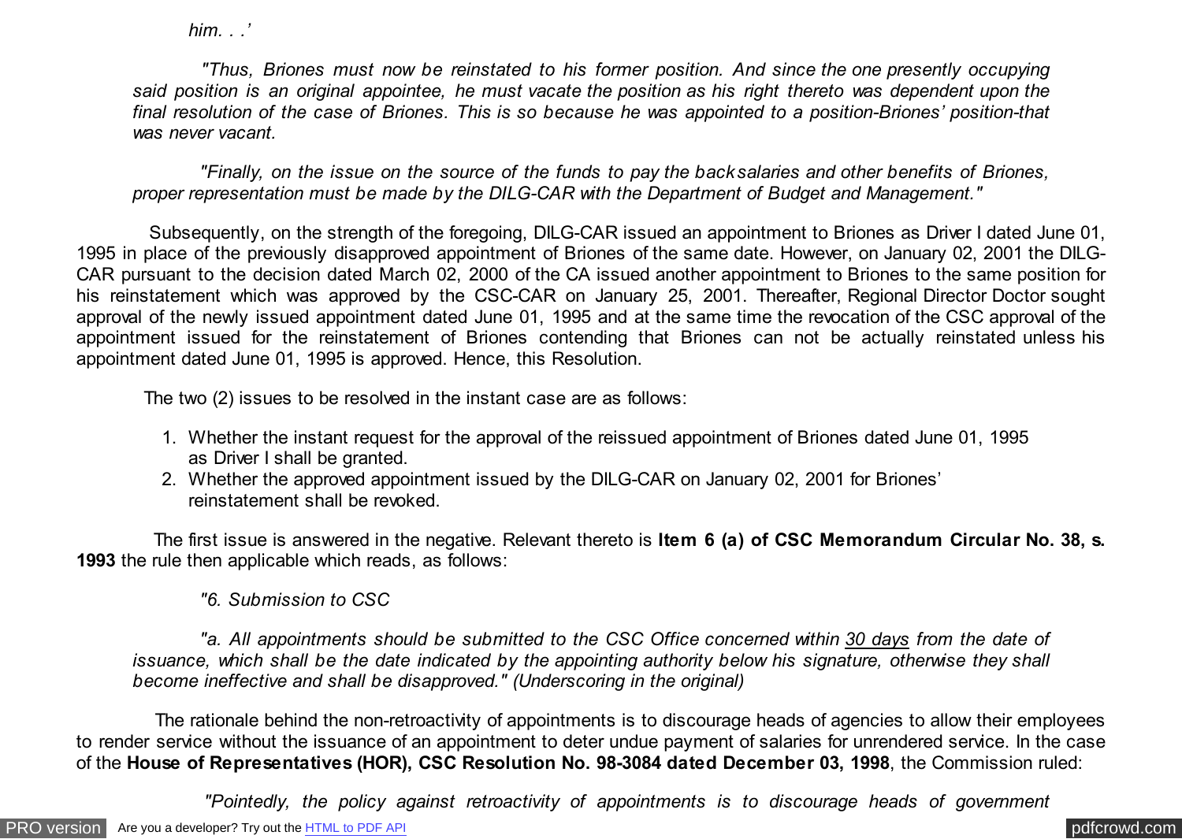*him. . .'*

*"Thus, Briones must now be reinstated to his former position. And since the one presently occupying said position is an original appointee, he must vacate the position as his right thereto was dependent upon the final resolution of the case of Briones. This is so because he was appointed to a position-Briones' position-that was never vacant.*

*"Finally, on the issue on the source of the funds to pay the backsalaries and other benefits of Briones, proper representation must be made by the DILG-CAR with the Department of Budget and Management."*

Subsequently, on the strength of the foregoing, DILG-CAR issued an appointment to Briones as Driver I dated June 01, 1995 in place of the previously disapproved appointment of Briones of the same date. However, on January 02, 2001 the DILG-CAR pursuant to the decision dated March 02, 2000 of the CA issued another appointment to Briones to the same position for his reinstatement which was approved by the CSC-CAR on January 25, 2001. Thereafter, Regional Director Doctor sought approval of the newly issued appointment dated June 01, 1995 and at the same time the revocation of the CSC approval of the appointment issued for the reinstatement of Briones contending that Briones can not be actually reinstated unless his appointment dated June 01, 1995 is approved. Hence, this Resolution.

The two (2) issues to be resolved in the instant case are as follows:

1. Whether the instant request for the approval of the reissued appointment of Briones dated June 01, 1995 as Driver I shall be granted.
2. Whether the approved appointment issued by the DILG-CAR on January 02, 2001 for Briones' reinstatement shall be revoked.

The first issue is answered in the negative. Relevant thereto is **Item 6 (a) of CSC Memorandum Circular No. 38, s. 1993** the rule then applicable which reads, as follows:

*"6. Submission to CSC*

*"a. All appointments should be submitted to the CSC Office concerned within* <u>*30 days*</u> *from the date of issuance, which shall be the date indicated by the appointing authority below his signature, otherwise they shall become ineffective and shall be disapproved." (Underscoring in the original)*

The rationale behind the non-retroactivity of appointments is to discourage heads of agencies to allow their employees to render service without the issuance of an appointment to deter undue payment of salaries for unrendered service. In the case of the **House of Representatives (HOR), CSC Resolution No. 98-3084 dated December 03, 1998**, the Commission ruled:

*"Pointedly, the policy against retroactivity of appointments is to discourage heads of government*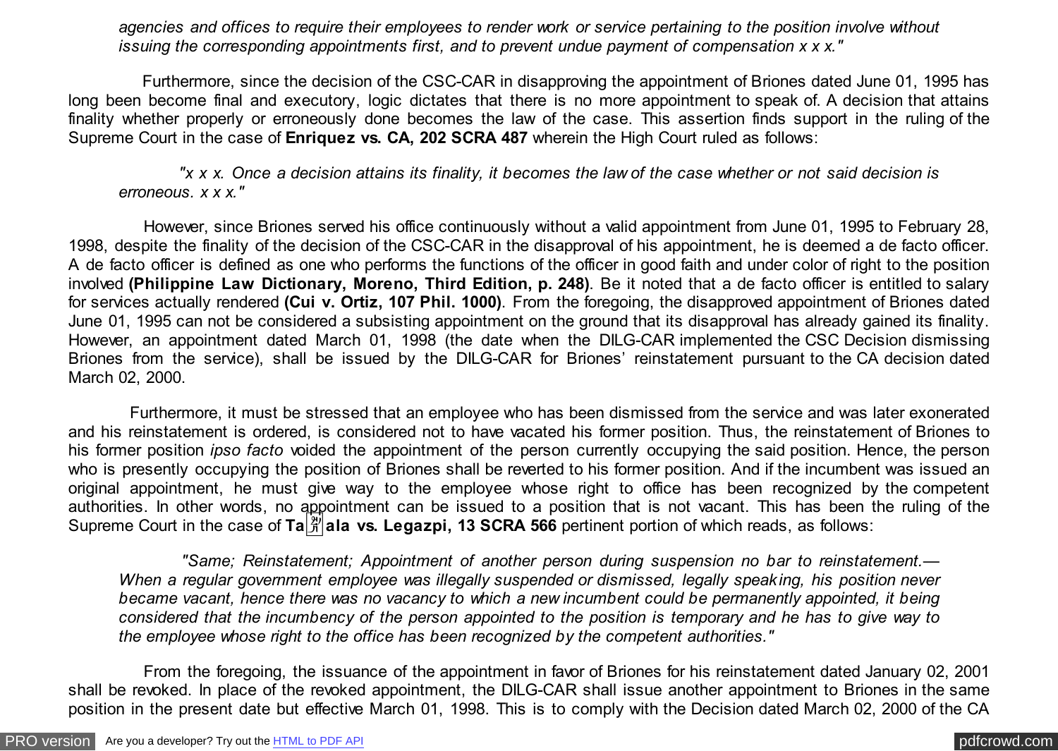*agencies and offices to require their employees to render work or service pertaining to the position involve without issuing the corresponding appointments first, and to prevent undue payment of compensation x x x."*

Furthermore, since the decision of the CSC-CAR in disapproving the appointment of Briones dated June 01, 1995 has long been become final and executory, logic dictates that there is no more appointment to speak of. A decision that attains finality whether properly or erroneously done becomes the law of the case. This assertion finds support in the ruling of the Supreme Court in the case of **Enriquez vs. CA, 202 SCRA 487** wherein the High Court ruled as follows:

*"x x x. Once a decision attains its finality, it becomes the law of the case whether or not said decision is erroneous. x x x."*

However, since Briones served his office continuously without a valid appointment from June 01, 1995 to February 28, 1998, despite the finality of the decision of the CSC-CAR in the disapproval of his appointment, he is deemed a de facto officer. A de facto officer is defined as one who performs the functions of the officer in good faith and under color of right to the position involved **(Philippine Law Dictionary, Moreno, Third Edition, p. 248)**. Be it noted that a de facto officer is entitled to salary for services actually rendered **(Cui v. Ortiz, 107 Phil. 1000)**. From the foregoing, the disapproved appointment of Briones dated June 01, 1995 can not be considered a subsisting appointment on the ground that its disapproval has already gained its finality. However, an appointment dated March 01, 1998 (the date when the DILG-CAR implemented the CSC Decision dismissing Briones from the service), shall be issued by the DILG-CAR for Briones' reinstatement pursuant to the CA decision dated March 02, 2000.

Furthermore, it must be stressed that an employee who has been dismissed from the service and was later exonerated and his reinstatement is ordered, is considered not to have vacated his former position. Thus, the reinstatement of Briones to his former position *ipso facto* voided the appointment of the person currently occupying the said position. Hence, the person who is presently occupying the position of Briones shall be reverted to his former position. And if the incumbent was issued an original appointment, he must give way to the employee whose right to office has been recognized by the competent authorities. In other words, no appointment can be issued to a position that is not vacant. This has been the ruling of the Supreme Court in the case of **Tañala vs. Legazpi, 13 SCRA 566** pertinent portion of which reads, as follows:

*"Same; Reinstatement; Appointment of another person during suspension no bar to reinstatement.— When a regular government employee was illegally suspended or dismissed, legally speaking, his position never became vacant, hence there was no vacancy to which a new incumbent could be permanently appointed, it being considered that the incumbency of the person appointed to the position is temporary and he has to give way to the employee whose right to the office has been recognized by the competent authorities."*

From the foregoing, the issuance of the appointment in favor of Briones for his reinstatement dated January 02, 2001 shall be revoked. In place of the revoked appointment, the DILG-CAR shall issue another appointment to Briones in the same position in the present date but effective March 01, 1998. This is to comply with the Decision dated March 02, 2000 of the CA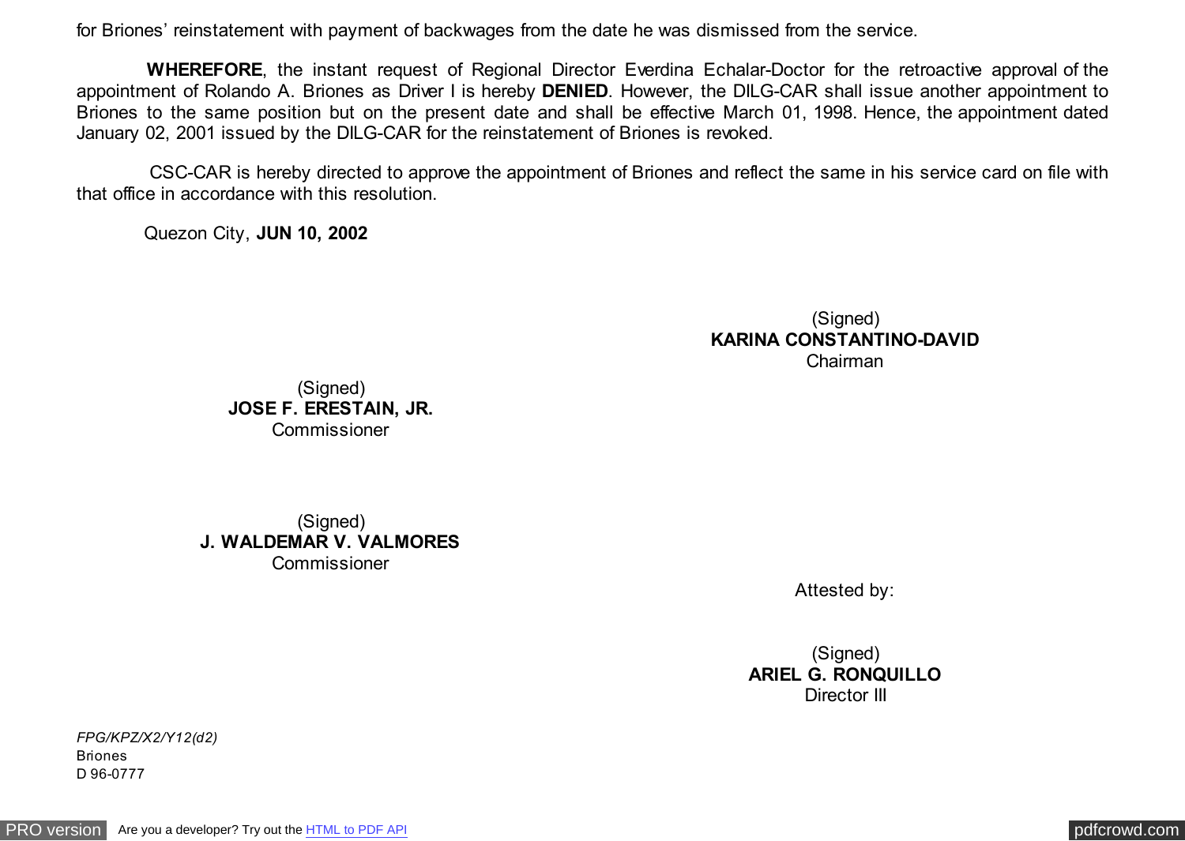for Briones' reinstatement with payment of backwages from the date he was dismissed from the service.

**WHEREFORE**, the instant request of Regional Director Everdina Echalar-Doctor for the retroactive approval of the appointment of Rolando A. Briones as Driver I is hereby **DENIED**. However, the DILG-CAR shall issue another appointment to Briones to the same position but on the present date and shall be effective March 01, 1998. Hence, the appointment dated January 02, 2001 issued by the DILG-CAR for the reinstatement of Briones is revoked.

CSC-CAR is hereby directed to approve the appointment of Briones and reflect the same in his service card on file with that office in accordance with this resolution.

Quezon City, **JUN 10, 2002**

(Signed)
**KARINA CONSTANTINO-DAVID**
Chairman

(Signed)
**JOSE F. ERESTAIN, JR.**
Commissioner

(Signed)
**J. WALDEMAR V. VALMORES**
Commissioner

Attested by:

(Signed)
**ARIEL G. RONQUILLO**
Director III

*FPG/KPZ/X2/Y12(d2)*
Briones
D 96-0777